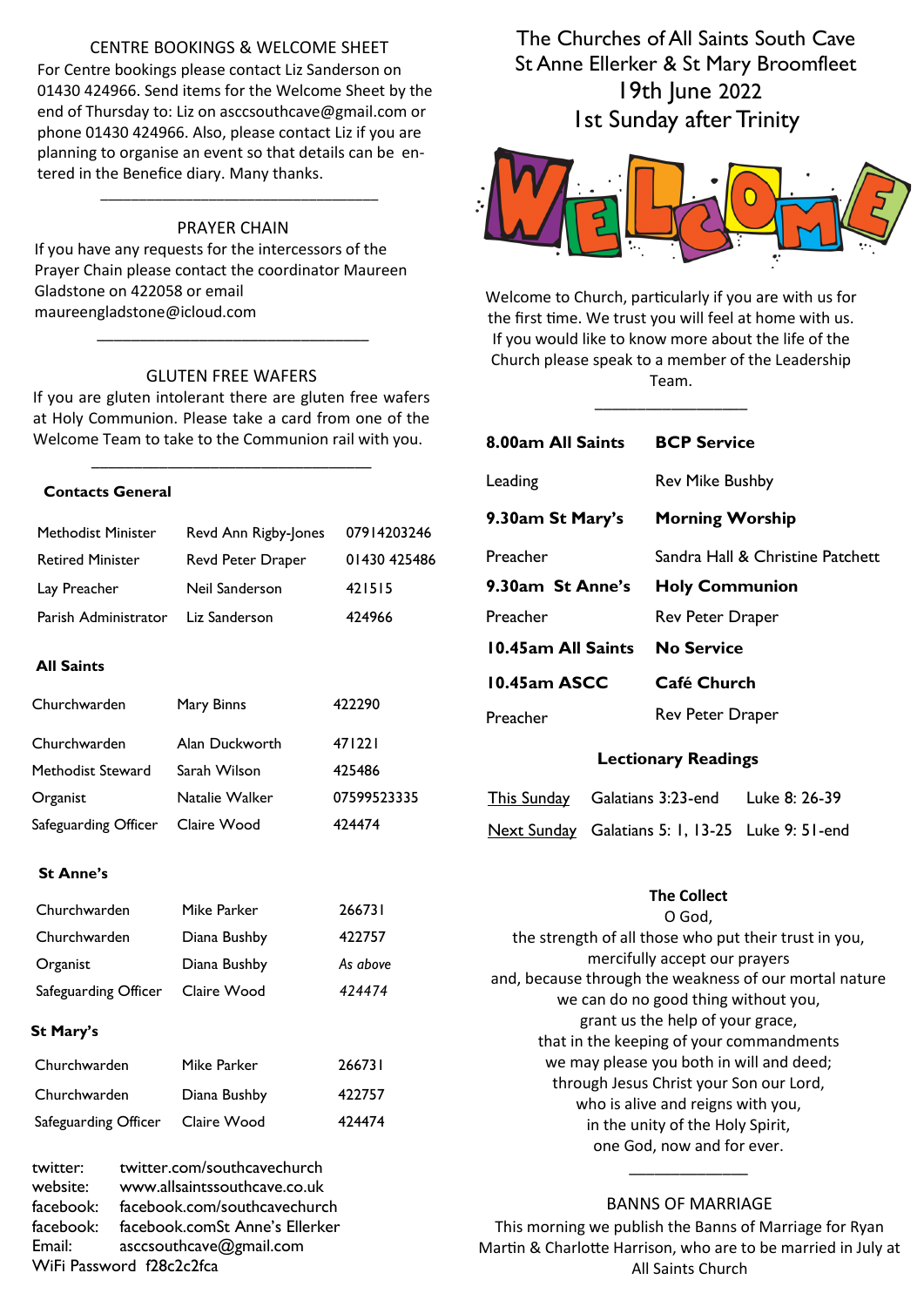# The Churches of All Saints South Cave St Anne Ellerker & St Mary Broomfleet

## 19th June 2022

## 1st Sunday after Trinity

WELCOME

Welcome to Church, particularly if you are with us for the first time. We trust you will feel at home with us. If you would like to know more about the life of the Church please speak to a member of the Leadership Team.

| | |
|---|---|
| **8.00am All Saints** | **BCP Service** |
| Leading | Rev Mike Bushby |
| **9.30am St Mary's** | **Morning Worship** |
| Preacher | Sandra Hall & Christine Patchett |
| **9.30am St Anne's** | **Holy Communion** |
| Preacher | Rev Peter Draper |
| **10.45am All Saints** | **No Service** |
| **10.45am ASCC** | **Café Church** |
| Preacher | Rev Peter Draper |

### Lectionary Readings

| | | |
|---|---|---|
| This Sunday | Galatians 3:23-end | Luke 8: 26-39 |
| Next Sunday | Galatians 5: 1, 13-25 | Luke 9: 51-end |

### The Collect

O God,
the strength of all those who put their trust in you,
mercifully accept our prayers
and, because through the weakness of our mortal nature
we can do no good thing without you,
grant us the help of your grace,
that in the keeping of your commandments
we may please you both in will and deed;
through Jesus Christ your Son our Lord,
who is alive and reigns with you,
in the unity of the Holy Spirit,
one God, now and for ever.

### BANNS OF MARRIAGE

This morning we publish the Banns of Marriage for Ryan Martin & Charlotte Harrison, who are to be married in July at All Saints Church

### CENTRE BOOKINGS & WELCOME SHEET

For Centre bookings please contact Liz Sanderson on 01430 424966. Send items for the Welcome Sheet by the end of Thursday to: Liz on asccsouthcave@gmail.com or phone 01430 424966. Also, please contact Liz if you are planning to organise an event so that details can be entered in the Benefice diary. Many thanks.

### PRAYER CHAIN

If you have any requests for the intercessors of the Prayer Chain please contact the coordinator Maureen Gladstone on 422058 or email maureengladstone@icloud.com

### GLUTEN FREE WAFERS

If you are gluten intolerant there are gluten free wafers at Holy Communion. Please take a card from one of the Welcome Team to take to the Communion rail with you.

### Contacts General

| | | |
|---|---|---|
| Methodist Minister | Revd Ann Rigby-Jones | 07914203246 |
| Retired Minister | Revd Peter Draper | 01430 425486 |
| Lay Preacher | Neil Sanderson | 421515 |
| Parish Administrator | Liz Sanderson | 424966 |

### All Saints

| | | |
|---|---|---|
| Churchwarden | Mary Binns | 422290 |
| Churchwarden | Alan Duckworth | 471221 |
| Methodist Steward | Sarah Wilson | 425486 |
| Organist | Natalie Walker | 07599523335 |
| Safeguarding Officer | Claire Wood | 424474 |

### St Anne's

| | | |
|---|---|---|
| Churchwarden | Mike Parker | 266731 |
| Churchwarden | Diana Bushby | 422757 |
| Organist | Diana Bushby | *As above* |
| Safeguarding Officer | Claire Wood | *424474* |

### St Mary's

| | | |
|---|---|---|
| Churchwarden | Mike Parker | 266731 |
| Churchwarden | Diana Bushby | 422757 |
| Safeguarding Officer | Claire Wood | 424474 |

twitter: twitter.com/southcavechurch
website: www.allsaintssouthcave.co.uk
facebook: facebook.com/southcavechurch
facebook: facebook.comSt Anne's Ellerker
Email: asccsouthcave@gmail.com
WiFi Password f28c2c2fca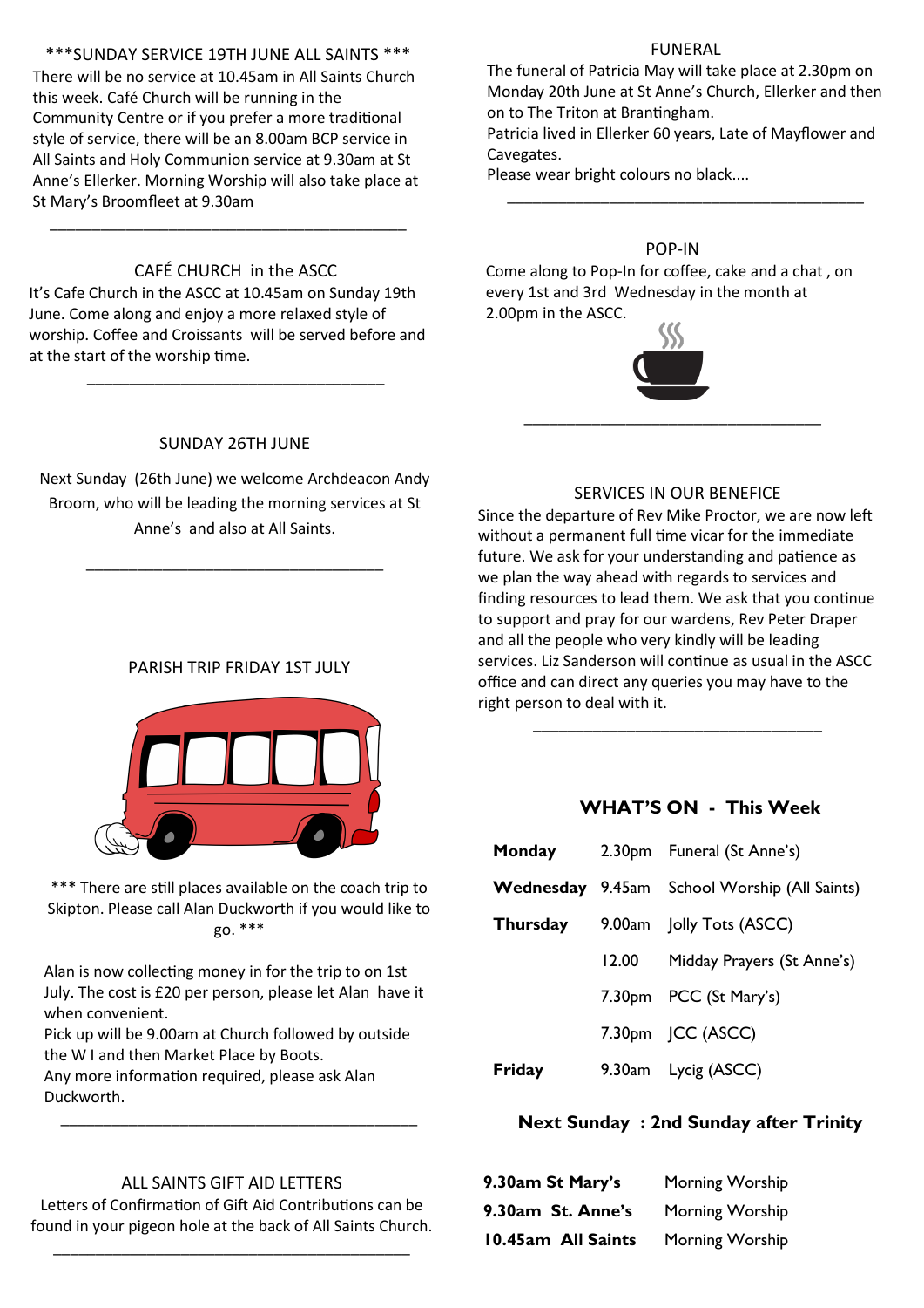***SUNDAY SERVICE 19TH JUNE ALL SAINTS ***

There will be no service at 10.45am in All Saints Church this week. Café Church will be running in the Community Centre or if you prefer a more traditional style of service, there will be an 8.00am BCP service in All Saints and Holy Communion service at 9.30am at St Anne's Ellerker. Morning Worship will also take place at St Mary's Broomfleet at 9.30am

---

CAFÉ CHURCH in the ASCC

It's Cafe Church in the ASCC at 10.45am on Sunday 19th June. Come along and enjoy a more relaxed style of worship. Coffee and Croissants will be served before and at the start of the worship time.

---

SUNDAY 26TH JUNE

Next Sunday (26th June) we welcome Archdeacon Andy Broom, who will be leading the morning services at St Anne's and also at All Saints.

---

PARISH TRIP FRIDAY 1ST JULY

*** There are still places available on the coach trip to Skipton. Please call Alan Duckworth if you would like to go. ***

Alan is now collecting money in for the trip to on 1st July. The cost is £20 per person, please let Alan have it when convenient.
Pick up will be 9.00am at Church followed by outside the W I and then Market Place by Boots.
Any more information required, please ask Alan Duckworth.

---

ALL SAINTS GIFT AID LETTERS

Letters of Confirmation of Gift Aid Contributions can be found in your pigeon hole at the back of All Saints Church.

---

FUNERAL

The funeral of Patricia May will take place at 2.30pm on Monday 20th June at St Anne's Church, Ellerker and then on to The Triton at Brantingham.
Patricia lived in Ellerker 60 years, Late of Mayflower and Cavegates.
Please wear bright colours no black....

---

POP-IN

Come along to Pop-In for coffee, cake and a chat , on every 1st and 3rd Wednesday in the month at 2.00pm in the ASCC.

---

SERVICES IN OUR BENEFICE

Since the departure of Rev Mike Proctor, we are now left without a permanent full time vicar for the immediate future. We ask for your understanding and patience as we plan the way ahead with regards to services and finding resources to lead them. We ask that you continue to support and pray for our wardens, Rev Peter Draper and all the people who very kindly will be leading services. Liz Sanderson will continue as usual in the ASCC office and can direct any queries you may have to the right person to deal with it.

---

**WHAT'S ON - This Week**

| | | |
|---|---|---|
| **Monday** | 2.30pm | Funeral (St Anne's) |
| **Wednesday** | 9.45am | School Worship (All Saints) |
| **Thursday** | 9.00am | Jolly Tots (ASCC) |
| | 12.00 | Midday Prayers (St Anne's) |
| | 7.30pm | PCC (St Mary's) |
| | 7.30pm | JCC (ASCC) |
| **Friday** | 9.30am | Lycig (ASCC) |

**Next Sunday : 2nd Sunday after Trinity**

| | |
|---|---|
| **9.30am St Mary's** | Morning Worship |
| **9.30am St. Anne's** | Morning Worship |
| **10.45am All Saints** | Morning Worship |